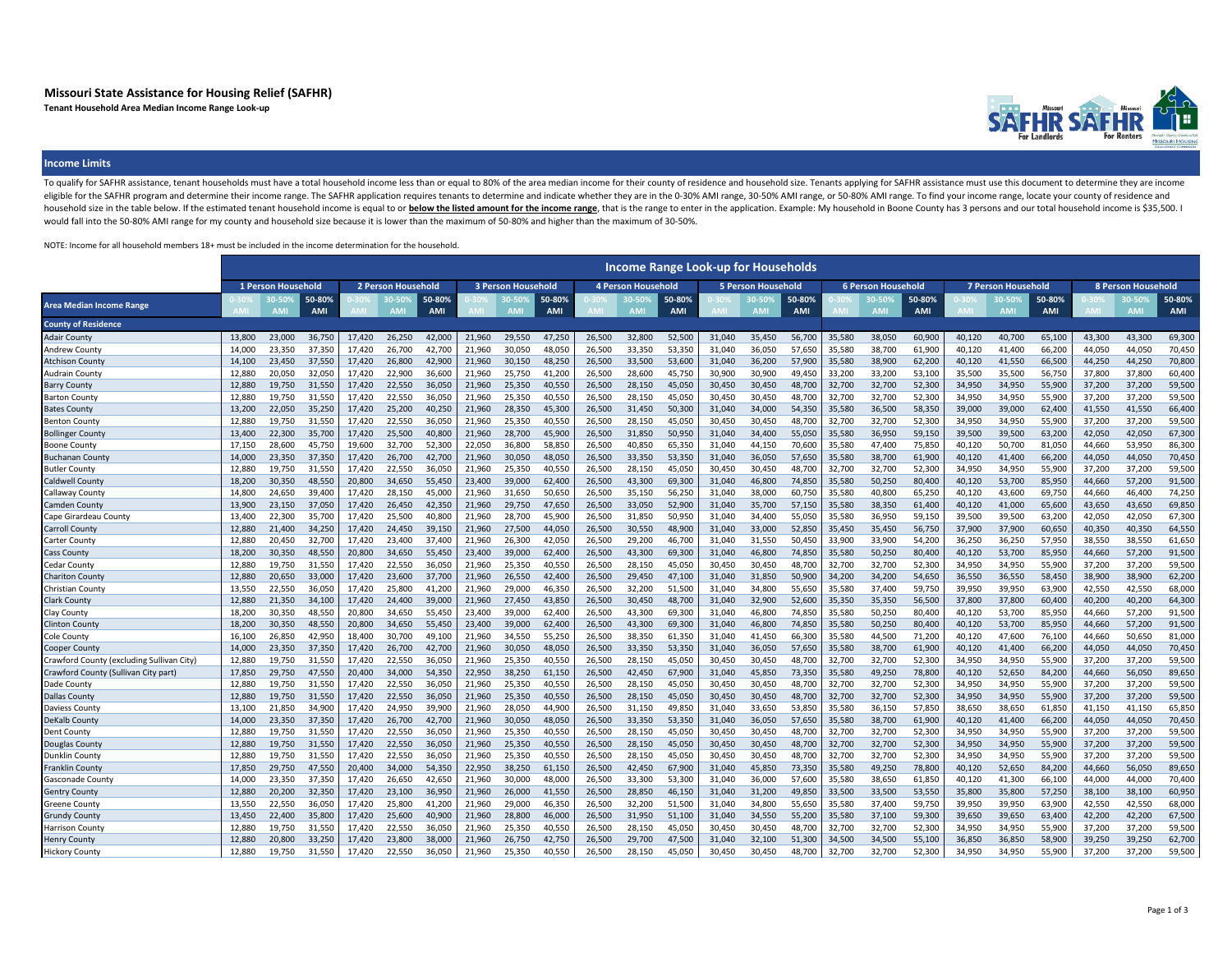# Missouri State Assistance for Housing Relief (SAFHR)

**Tenant Household Area Median Income Range Look-up**

## Income Limits

To qualify for SAFHR assistance, tenant households must have a total household income less than or equal to 80% of the area median income for their county of residence and household size. Tenants applying for SAFHR assistance must use this document to determine they are income eligible for the SAFHR program and determine their income range. The SAFHR application requires tenants to determine and indicate whether they are in the 0-30% AMI range, 30-50% AMI range, or 50-80% AMI range. To find your income range, locate your county of residence and household size in the table below. If the estimated tenant household income is equal to or **below the listed amount for the income range**, that is the range to enter in the application. Example: My household in Boone County has 3 persons and our total household income is $35,500. I would fall into the 50-80% AMI range for my county and household size because it is lower than the maximum of 50-80% and higher than the maximum of 30-50%.

NOTE: Income for all household members 18+ must be included in the income determination for the household.

| Income Range Look-up for Households | 1 Person Household | | | 2 Person Household | | | 3 Person Household | | | 4 Person Household | | | 5 Person Household | | | 6 Person Household | | | 7 Person Household | | | 8 Person Household | | |
|---|---|---|---|---|---|---|---|---|---|---|---|---|---|---|---|---|---|---|---|---|---|---|---|---|
| Area Median Income Range | 0-30% AMI | 30-50% AMI | 50-80% AMI | 0-30% AMI | 30-50% AMI | 50-80% AMI | 0-30% AMI | 30-50% AMI | 50-80% AMI | 0-30% AMI | 30-50% AMI | 50-80% AMI | 0-30% AMI | 30-50% AMI | 50-80% AMI | 0-30% AMI | 30-50% AMI | 50-80% AMI | 0-30% AMI | 30-50% AMI | 50-80% AMI | 0-30% AMI | 30-50% AMI | 50-80% AMI |
| **County of Residence** | | | | | | | | | | | | | | | | | | | | | | | | |
| Adair County | 13,800 | 23,000 | 36,750 | 17,420 | 26,250 | 42,000 | 21,960 | 29,550 | 47,250 | 26,500 | 32,800 | 52,500 | 31,040 | 35,450 | 56,700 | 35,580 | 38,050 | 60,900 | 40,120 | 40,700 | 65,100 | 43,300 | 43,300 | 69,300 |
| Andrew County | 14,000 | 23,350 | 37,350 | 17,420 | 26,700 | 42,700 | 21,960 | 30,050 | 48,050 | 26,500 | 33,350 | 53,350 | 31,040 | 36,050 | 57,650 | 35,580 | 38,700 | 61,900 | 40,120 | 41,400 | 66,200 | 44,050 | 44,050 | 70,450 |
| Atchison County | 14,100 | 23,450 | 37,550 | 17,420 | 26,800 | 42,900 | 21,960 | 30,150 | 48,250 | 26,500 | 33,500 | 53,600 | 31,040 | 36,200 | 57,900 | 35,580 | 38,900 | 62,200 | 40,120 | 41,550 | 66,500 | 44,250 | 44,250 | 70,800 |
| Audrain County | 12,880 | 20,050 | 32,050 | 17,420 | 22,900 | 36,600 | 21,960 | 25,750 | 41,200 | 26,500 | 28,600 | 45,750 | 30,900 | 30,900 | 49,450 | 33,200 | 33,200 | 53,100 | 35,500 | 35,500 | 56,750 | 37,800 | 37,800 | 60,400 |
| Barry County | 12,880 | 19,750 | 31,550 | 17,420 | 22,550 | 36,050 | 21,960 | 25,350 | 40,550 | 26,500 | 28,150 | 45,050 | 30,450 | 30,450 | 48,700 | 32,700 | 32,700 | 52,300 | 34,950 | 34,950 | 55,900 | 37,200 | 37,200 | 59,500 |
| Barton County | 12,880 | 19,750 | 31,550 | 17,420 | 22,550 | 36,050 | 21,960 | 25,350 | 40,550 | 26,500 | 28,150 | 45,050 | 30,450 | 30,450 | 48,700 | 32,700 | 32,700 | 52,300 | 34,950 | 34,950 | 55,900 | 37,200 | 37,200 | 59,500 |
| Bates County | 13,200 | 22,050 | 35,250 | 17,420 | 25,200 | 40,250 | 21,960 | 28,350 | 45,300 | 26,500 | 31,450 | 50,300 | 31,040 | 34,000 | 54,350 | 35,580 | 36,500 | 58,350 | 39,000 | 39,000 | 62,400 | 41,550 | 41,550 | 66,400 |
| Benton County | 12,880 | 19,750 | 31,550 | 17,420 | 22,550 | 36,050 | 21,960 | 25,350 | 40,550 | 26,500 | 28,150 | 45,050 | 30,450 | 30,450 | 48,700 | 32,700 | 32,700 | 52,300 | 34,950 | 34,950 | 55,900 | 37,200 | 37,200 | 59,500 |
| Bollinger County | 13,400 | 22,300 | 35,700 | 17,420 | 25,500 | 40,800 | 21,960 | 28,700 | 45,900 | 26,500 | 31,850 | 50,950 | 31,040 | 34,400 | 55,050 | 35,580 | 36,950 | 59,150 | 39,500 | 39,500 | 63,200 | 42,050 | 42,050 | 67,300 |
| Boone County | 17,150 | 28,600 | 45,750 | 19,600 | 32,700 | 52,300 | 22,050 | 36,800 | 58,850 | 26,500 | 40,850 | 65,350 | 31,040 | 44,150 | 70,600 | 35,580 | 47,400 | 75,850 | 40,120 | 50,700 | 81,050 | 44,660 | 53,950 | 86,300 |
| Buchanan County | 14,000 | 23,350 | 37,350 | 17,420 | 26,700 | 42,700 | 21,960 | 30,050 | 48,050 | 26,500 | 33,350 | 53,350 | 31,040 | 36,050 | 57,650 | 35,580 | 38,700 | 61,900 | 40,120 | 41,400 | 66,200 | 44,050 | 44,050 | 70,450 |
| Butler County | 12,880 | 19,750 | 31,550 | 17,420 | 22,550 | 36,050 | 21,960 | 25,350 | 40,550 | 26,500 | 28,150 | 45,050 | 30,450 | 30,450 | 48,700 | 32,700 | 32,700 | 52,300 | 34,950 | 34,950 | 55,900 | 37,200 | 37,200 | 59,500 |
| Caldwell County | 18,200 | 30,350 | 48,550 | 20,800 | 34,650 | 55,450 | 23,400 | 39,000 | 62,400 | 26,500 | 43,300 | 69,300 | 31,040 | 46,800 | 74,850 | 35,580 | 50,250 | 80,400 | 40,120 | 53,700 | 85,950 | 44,660 | 57,200 | 91,500 |
| Callaway County | 14,800 | 24,650 | 39,400 | 17,420 | 28,150 | 45,000 | 21,960 | 31,650 | 50,650 | 26,500 | 35,150 | 56,250 | 31,040 | 38,000 | 60,750 | 35,580 | 40,800 | 65,250 | 40,120 | 43,600 | 69,750 | 44,660 | 46,400 | 74,250 |
| Camden County | 13,900 | 23,150 | 37,050 | 17,420 | 26,450 | 42,350 | 21,960 | 29,750 | 47,650 | 26,500 | 33,050 | 52,900 | 31,040 | 35,700 | 57,150 | 35,580 | 38,350 | 61,400 | 40,120 | 41,000 | 65,600 | 43,650 | 43,650 | 69,850 |
| Cape Girardeau County | 13,400 | 22,300 | 35,700 | 17,420 | 25,500 | 40,800 | 21,960 | 28,700 | 45,900 | 26,500 | 31,850 | 50,950 | 31,040 | 34,400 | 55,050 | 35,580 | 36,950 | 59,150 | 39,500 | 39,500 | 63,200 | 42,050 | 42,050 | 67,300 |
| Carroll County | 12,880 | 21,400 | 34,250 | 17,420 | 24,450 | 39,150 | 21,960 | 27,500 | 44,050 | 26,500 | 30,550 | 48,900 | 31,040 | 33,000 | 52,850 | 35,450 | 35,450 | 56,750 | 37,900 | 37,900 | 60,650 | 40,350 | 40,350 | 64,550 |
| Carter County | 12,880 | 20,450 | 32,700 | 17,420 | 23,400 | 37,400 | 21,960 | 26,300 | 42,050 | 26,500 | 29,200 | 46,700 | 31,040 | 31,550 | 50,450 | 33,900 | 33,900 | 54,200 | 36,250 | 36,250 | 57,950 | 38,550 | 38,550 | 61,650 |
| Cass County | 18,200 | 30,350 | 48,550 | 20,800 | 34,650 | 55,450 | 23,400 | 39,000 | 62,400 | 26,500 | 43,300 | 69,300 | 31,040 | 46,800 | 74,850 | 35,580 | 50,250 | 80,400 | 40,120 | 53,700 | 85,950 | 44,660 | 57,200 | 91,500 |
| Cedar County | 12,880 | 19,750 | 31,550 | 17,420 | 22,550 | 36,050 | 21,960 | 25,350 | 40,550 | 26,500 | 28,150 | 45,050 | 30,450 | 30,450 | 48,700 | 32,700 | 32,700 | 52,300 | 34,950 | 34,950 | 55,900 | 37,200 | 37,200 | 59,500 |
| Chariton County | 12,880 | 20,650 | 33,000 | 17,420 | 23,600 | 37,700 | 21,960 | 26,550 | 42,400 | 26,500 | 29,450 | 47,100 | 31,040 | 31,850 | 50,900 | 34,200 | 34,200 | 54,650 | 36,550 | 36,550 | 58,450 | 38,900 | 38,900 | 62,200 |
| Christian County | 13,550 | 22,550 | 36,050 | 17,420 | 25,800 | 41,200 | 21,960 | 29,000 | 46,350 | 26,500 | 32,200 | 51,500 | 31,040 | 34,800 | 55,650 | 35,580 | 37,400 | 59,750 | 39,950 | 39,950 | 63,900 | 42,550 | 42,550 | 68,000 |
| Clark County | 12,880 | 21,350 | 34,100 | 17,420 | 24,400 | 39,000 | 21,960 | 27,450 | 43,850 | 26,500 | 30,450 | 48,700 | 31,040 | 32,900 | 52,600 | 35,350 | 35,350 | 56,500 | 37,800 | 37,800 | 60,400 | 40,200 | 40,200 | 64,300 |
| Clay County | 18,200 | 30,350 | 48,550 | 20,800 | 34,650 | 55,450 | 23,400 | 39,000 | 62,400 | 26,500 | 43,300 | 69,300 | 31,040 | 46,800 | 74,850 | 35,580 | 50,250 | 80,400 | 40,120 | 53,700 | 85,950 | 44,660 | 57,200 | 91,500 |
| Clinton County | 18,200 | 30,350 | 48,550 | 20,800 | 34,650 | 55,450 | 23,400 | 39,000 | 62,400 | 26,500 | 43,300 | 69,300 | 31,040 | 46,800 | 74,850 | 35,580 | 50,250 | 80,400 | 40,120 | 53,700 | 85,950 | 44,660 | 57,200 | 91,500 |
| Cole County | 16,100 | 26,850 | 42,950 | 18,400 | 30,700 | 49,100 | 21,960 | 34,550 | 55,250 | 26,500 | 38,350 | 61,350 | 31,040 | 41,450 | 66,300 | 35,580 | 44,500 | 71,200 | 40,120 | 47,600 | 76,100 | 44,660 | 50,650 | 81,000 |
| Cooper County | 14,000 | 23,350 | 37,350 | 17,420 | 26,700 | 42,700 | 21,960 | 30,050 | 48,050 | 26,500 | 33,350 | 53,350 | 31,040 | 36,050 | 57,650 | 35,580 | 38,700 | 61,900 | 40,120 | 41,400 | 66,200 | 44,050 | 44,050 | 70,450 |
| Crawford County (excluding Sullivan City) | 12,880 | 19,750 | 31,550 | 17,420 | 22,550 | 36,050 | 21,960 | 25,350 | 40,550 | 26,500 | 28,150 | 45,050 | 30,450 | 30,450 | 48,700 | 32,700 | 32,700 | 52,300 | 34,950 | 34,950 | 55,900 | 37,200 | 37,200 | 59,500 |
| Crawford County (Sullivan City part) | 17,850 | 29,750 | 47,550 | 20,400 | 34,000 | 54,350 | 22,950 | 38,250 | 61,150 | 26,500 | 42,450 | 67,900 | 31,040 | 45,850 | 73,350 | 35,580 | 49,250 | 78,800 | 40,120 | 52,650 | 84,200 | 44,660 | 56,050 | 89,650 |
| Dade County | 12,880 | 19,750 | 31,550 | 17,420 | 22,550 | 36,050 | 21,960 | 25,350 | 40,550 | 26,500 | 28,150 | 45,050 | 30,450 | 30,450 | 48,700 | 32,700 | 32,700 | 52,300 | 34,950 | 34,950 | 55,900 | 37,200 | 37,200 | 59,500 |
| Dallas County | 12,880 | 19,750 | 31,550 | 17,420 | 22,550 | 36,050 | 21,960 | 25,350 | 40,550 | 26,500 | 28,150 | 45,050 | 30,450 | 30,450 | 48,700 | 32,700 | 32,700 | 52,300 | 34,950 | 34,950 | 55,900 | 37,200 | 37,200 | 59,500 |
| Daviess County | 13,100 | 21,850 | 34,900 | 17,420 | 24,950 | 39,900 | 21,960 | 28,050 | 44,900 | 26,500 | 31,150 | 49,850 | 31,040 | 33,650 | 53,850 | 35,580 | 36,150 | 57,850 | 38,650 | 38,650 | 61,850 | 41,150 | 41,150 | 65,850 |
| DeKalb County | 14,000 | 23,350 | 37,350 | 17,420 | 26,700 | 42,700 | 21,960 | 30,050 | 48,050 | 26,500 | 33,350 | 53,350 | 31,040 | 36,050 | 57,650 | 35,580 | 38,700 | 61,900 | 40,120 | 41,400 | 66,200 | 44,050 | 44,050 | 70,450 |
| Dent County | 12,880 | 19,750 | 31,550 | 17,420 | 22,550 | 36,050 | 21,960 | 25,350 | 40,550 | 26,500 | 28,150 | 45,050 | 30,450 | 30,450 | 48,700 | 32,700 | 32,700 | 52,300 | 34,950 | 34,950 | 55,900 | 37,200 | 37,200 | 59,500 |
| Douglas County | 12,880 | 19,750 | 31,550 | 17,420 | 22,550 | 36,050 | 21,960 | 25,350 | 40,550 | 26,500 | 28,150 | 45,050 | 30,450 | 30,450 | 48,700 | 32,700 | 32,700 | 52,300 | 34,950 | 34,950 | 55,900 | 37,200 | 37,200 | 59,500 |
| Dunklin County | 12,880 | 19,750 | 31,550 | 17,420 | 22,550 | 36,050 | 21,960 | 25,350 | 40,550 | 26,500 | 28,150 | 45,050 | 30,450 | 30,450 | 48,700 | 32,700 | 32,700 | 52,300 | 34,950 | 34,950 | 55,900 | 37,200 | 37,200 | 59,500 |
| Franklin County | 17,850 | 29,750 | 47,550 | 20,400 | 34,000 | 54,350 | 22,950 | 38,250 | 61,150 | 26,500 | 42,450 | 67,900 | 31,040 | 45,850 | 73,350 | 35,580 | 49,250 | 78,800 | 40,120 | 52,650 | 84,200 | 44,660 | 56,050 | 89,650 |
| Gasconade County | 14,000 | 23,350 | 37,350 | 17,420 | 26,650 | 42,650 | 21,960 | 30,000 | 48,000 | 26,500 | 33,300 | 53,300 | 31,040 | 36,000 | 57,600 | 35,580 | 38,650 | 61,850 | 40,120 | 41,300 | 66,100 | 44,000 | 44,000 | 70,400 |
| Gentry County | 12,880 | 20,200 | 32,350 | 17,420 | 23,100 | 36,950 | 21,960 | 26,000 | 41,550 | 26,500 | 28,850 | 46,150 | 31,040 | 31,200 | 49,850 | 33,500 | 33,500 | 53,550 | 35,800 | 35,800 | 57,250 | 38,100 | 38,100 | 60,950 |
| Greene County | 13,550 | 22,550 | 36,050 | 17,420 | 25,800 | 41,200 | 21,960 | 29,000 | 46,350 | 26,500 | 32,200 | 51,500 | 31,040 | 34,800 | 55,650 | 35,580 | 37,400 | 59,750 | 39,950 | 39,950 | 63,900 | 42,550 | 42,550 | 68,000 |
| Grundy County | 13,450 | 22,400 | 35,800 | 17,420 | 25,600 | 40,900 | 21,960 | 28,800 | 46,000 | 26,500 | 31,950 | 51,100 | 31,040 | 34,550 | 55,200 | 35,580 | 37,100 | 59,300 | 39,650 | 39,650 | 63,400 | 42,200 | 42,200 | 67,500 |
| Harrison County | 12,880 | 19,750 | 31,550 | 17,420 | 22,550 | 36,050 | 21,960 | 25,350 | 40,550 | 26,500 | 28,150 | 45,050 | 30,450 | 30,450 | 48,700 | 32,700 | 32,700 | 52,300 | 34,950 | 34,950 | 55,900 | 37,200 | 37,200 | 59,500 |
| Henry County | 12,880 | 20,800 | 33,250 | 17,420 | 23,800 | 38,000 | 21,960 | 26,750 | 42,750 | 26,500 | 29,700 | 47,500 | 31,040 | 32,100 | 51,300 | 34,500 | 34,500 | 55,100 | 36,850 | 36,850 | 58,900 | 39,250 | 39,250 | 62,700 |
| Hickory County | 12,880 | 19,750 | 31,550 | 17,420 | 22,550 | 36,050 | 21,960 | 25,350 | 40,550 | 26,500 | 28,150 | 45,050 | 30,450 | 30,450 | 48,700 | 32,700 | 32,700 | 52,300 | 34,950 | 34,950 | 55,900 | 37,200 | 37,200 | 59,500 |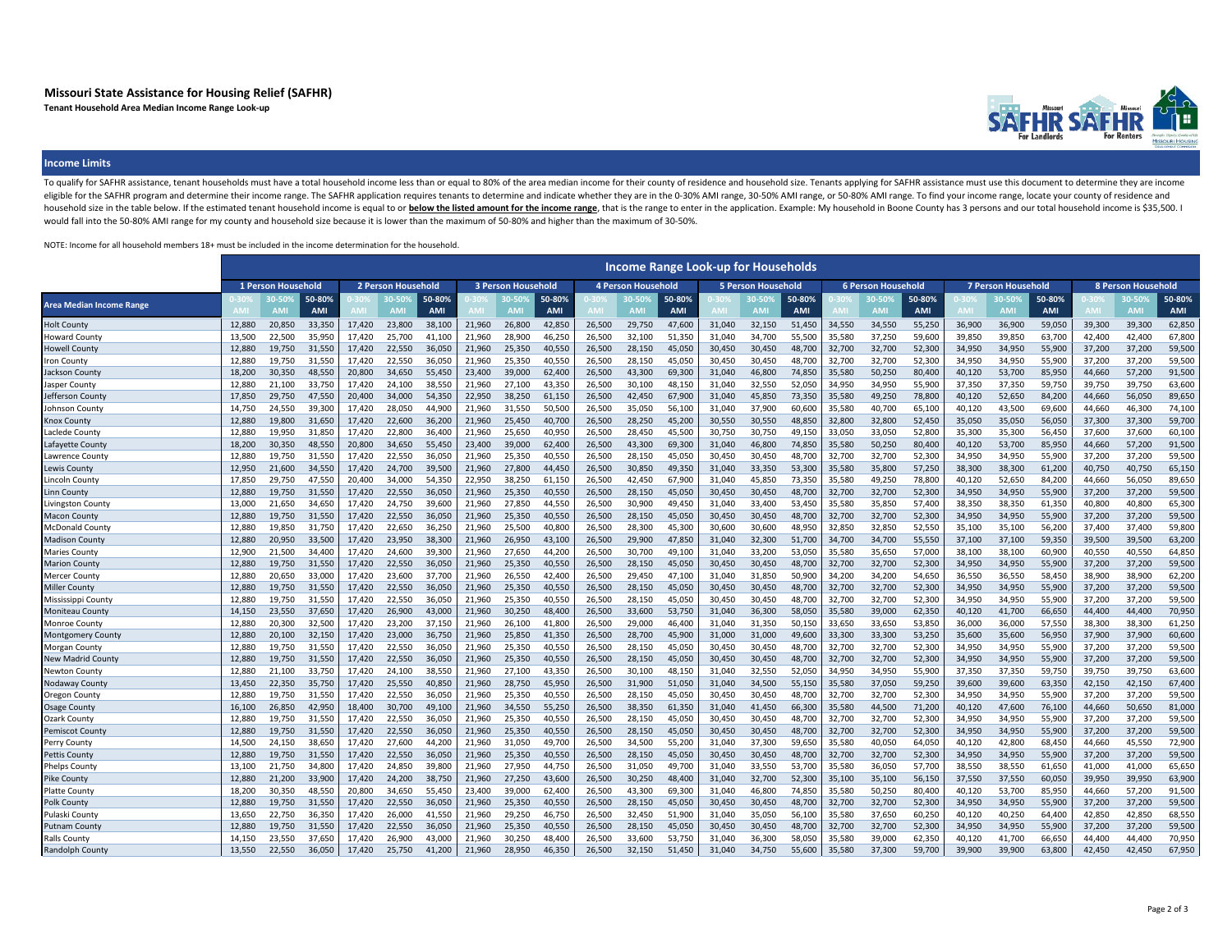# Missouri State Assistance for Housing Relief (SAFHR)

**Tenant Household Area Median Income Range Look-up**

## Income Limits

To qualify for SAFHR assistance, tenant households must have a total household income less than or equal to 80% of the area median income for their county of residence and household size. Tenants applying for SAFHR assistance must use this document to determine they are income eligible for the SAFHR program and determine their income range. The SAFHR application requires tenants to determine and indicate whether they are in the 0-30% AMI range, 30-50% AMI range, or 50-80% AMI range. To find your income range, locate your county of residence and household size in the table below. If the estimated tenant household income is equal to or **below the listed amount for the income range**, that is the range to enter in the application. Example: My household in Boone County has 3 persons and our total household income is $35,500. I would fall into the 50-80% AMI range for my county and household size because it is lower than the maximum of 50-80% and higher than the maximum of 30-50%.

NOTE: Income for all household members 18+ must be included in the income determination for the household.

**Income Range Look-up for Households**

| Area Median Income Range | 1 Person Household | | | 2 Person Household | | | 3 Person Household | | | 4 Person Household | | | 5 Person Household | | | 6 Person Household | | | 7 Person Household | | | 8 Person Household | | |
|---|---|---|---|---|---|---|---|---|---|---|---|---|---|---|---|---|---|---|---|---|---|---|---|---|
| | 0-30% AMI | 30-50% AMI | 50-80% AMI | 0-30% AMI | 30-50% AMI | 50-80% AMI | 0-30% AMI | 30-50% AMI | 50-80% AMI | 0-30% AMI | 30-50% AMI | 50-80% AMI | 0-30% AMI | 30-50% AMI | 50-80% AMI | 0-30% AMI | 30-50% AMI | 50-80% AMI | 0-30% AMI | 30-50% AMI | 50-80% AMI | 0-30% AMI | 30-50% AMI | 50-80% AMI |
| Holt County | 12,880 | 20,850 | 33,350 | 17,420 | 23,800 | 38,100 | 21,960 | 26,800 | 42,850 | 26,500 | 29,750 | 47,600 | 31,040 | 32,150 | 51,450 | 34,550 | 34,550 | 55,250 | 36,900 | 36,900 | 59,050 | 39,300 | 39,300 | 62,850 |
| Howard County | 13,500 | 22,500 | 35,950 | 17,420 | 25,700 | 41,100 | 21,960 | 28,900 | 46,250 | 26,500 | 32,100 | 51,350 | 31,040 | 34,700 | 55,500 | 35,580 | 37,250 | 59,600 | 39,850 | 39,850 | 63,700 | 42,400 | 42,400 | 67,800 |
| Howell County | 12,880 | 19,750 | 31,550 | 17,420 | 22,550 | 36,050 | 21,960 | 25,350 | 40,550 | 26,500 | 28,150 | 45,050 | 30,450 | 30,450 | 48,700 | 32,700 | 32,700 | 52,300 | 34,950 | 34,950 | 55,900 | 37,200 | 37,200 | 59,500 |
| Iron County | 12,880 | 19,750 | 31,550 | 17,420 | 22,550 | 36,050 | 21,960 | 25,350 | 40,550 | 26,500 | 28,150 | 45,050 | 30,450 | 30,450 | 48,700 | 32,700 | 32,700 | 52,300 | 34,950 | 34,950 | 55,900 | 37,200 | 37,200 | 59,500 |
| Jackson County | 18,200 | 30,350 | 48,550 | 20,800 | 34,650 | 55,450 | 23,400 | 39,000 | 62,400 | 26,500 | 43,300 | 69,300 | 31,040 | 46,800 | 74,850 | 35,580 | 50,250 | 80,400 | 40,120 | 53,700 | 85,950 | 44,660 | 57,200 | 91,500 |
| Jasper County | 12,880 | 21,100 | 33,750 | 17,420 | 24,100 | 38,550 | 21,960 | 27,100 | 43,350 | 26,500 | 30,100 | 48,150 | 31,040 | 32,550 | 52,050 | 34,950 | 34,950 | 55,900 | 37,350 | 37,350 | 59,750 | 39,750 | 39,750 | 63,600 |
| Jefferson County | 17,850 | 29,750 | 47,550 | 20,400 | 34,000 | 54,350 | 22,950 | 38,250 | 61,150 | 26,500 | 42,450 | 67,900 | 31,040 | 45,850 | 73,350 | 35,580 | 49,250 | 78,800 | 40,120 | 52,650 | 84,200 | 44,660 | 56,050 | 89,650 |
| Johnson County | 14,750 | 24,550 | 39,300 | 17,420 | 28,050 | 44,900 | 21,960 | 31,550 | 50,500 | 26,500 | 35,050 | 56,100 | 31,040 | 37,900 | 60,600 | 35,580 | 40,700 | 65,100 | 40,120 | 43,500 | 69,600 | 44,660 | 46,300 | 74,100 |
| Knox County | 12,880 | 19,800 | 31,650 | 17,420 | 22,600 | 36,200 | 21,960 | 25,450 | 40,700 | 26,500 | 28,250 | 45,200 | 30,550 | 30,550 | 48,850 | 32,800 | 32,800 | 52,450 | 35,050 | 35,050 | 56,050 | 37,300 | 37,300 | 59,700 |
| Laclede County | 12,880 | 19,950 | 31,850 | 17,420 | 22,800 | 36,400 | 21,960 | 25,650 | 40,950 | 26,500 | 28,450 | 45,500 | 30,750 | 30,750 | 49,150 | 33,050 | 33,050 | 52,800 | 35,300 | 35,300 | 56,450 | 37,600 | 37,600 | 60,100 |
| Lafayette County | 18,200 | 30,350 | 48,550 | 20,800 | 34,650 | 55,450 | 23,400 | 39,000 | 62,400 | 26,500 | 43,300 | 69,300 | 31,040 | 46,800 | 74,850 | 35,580 | 50,250 | 80,400 | 40,120 | 53,700 | 85,950 | 44,660 | 57,200 | 91,500 |
| Lawrence County | 12,880 | 19,750 | 31,550 | 17,420 | 22,550 | 36,050 | 21,960 | 25,350 | 40,550 | 26,500 | 28,150 | 45,050 | 30,450 | 30,450 | 48,700 | 32,700 | 32,700 | 52,300 | 34,950 | 34,950 | 55,900 | 37,200 | 37,200 | 59,500 |
| Lewis County | 12,950 | 21,600 | 34,550 | 17,420 | 24,700 | 39,500 | 21,960 | 27,800 | 44,450 | 26,500 | 30,850 | 49,350 | 31,040 | 33,350 | 53,300 | 35,580 | 35,800 | 57,250 | 38,300 | 38,300 | 61,200 | 40,750 | 40,750 | 65,150 |
| Lincoln County | 17,850 | 29,750 | 47,550 | 20,400 | 34,000 | 54,350 | 22,950 | 38,250 | 61,150 | 26,500 | 42,450 | 67,900 | 31,040 | 45,850 | 73,350 | 35,580 | 49,250 | 78,800 | 40,120 | 52,650 | 84,200 | 44,660 | 56,050 | 89,650 |
| Linn County | 12,880 | 19,750 | 31,550 | 17,420 | 22,550 | 36,050 | 21,960 | 25,350 | 40,550 | 26,500 | 28,150 | 45,050 | 30,450 | 30,450 | 48,700 | 32,700 | 32,700 | 52,300 | 34,950 | 34,950 | 55,900 | 37,200 | 37,200 | 59,500 |
| Livingston County | 13,000 | 21,650 | 34,650 | 17,420 | 24,750 | 39,600 | 21,960 | 27,850 | 44,550 | 26,500 | 30,900 | 49,450 | 31,040 | 33,400 | 53,450 | 35,580 | 35,850 | 57,400 | 38,350 | 38,350 | 61,350 | 40,800 | 40,800 | 65,300 |
| Macon County | 12,880 | 19,750 | 31,550 | 17,420 | 22,550 | 36,050 | 21,960 | 25,350 | 40,550 | 26,500 | 28,150 | 45,050 | 30,450 | 30,450 | 48,700 | 32,700 | 32,700 | 52,300 | 34,950 | 34,950 | 55,900 | 37,200 | 37,200 | 59,500 |
| McDonald County | 12,880 | 19,850 | 31,750 | 17,420 | 22,650 | 36,250 | 21,960 | 25,500 | 40,800 | 26,500 | 28,300 | 45,300 | 30,600 | 30,600 | 48,950 | 32,850 | 32,850 | 52,550 | 35,100 | 35,100 | 56,200 | 37,400 | 37,400 | 59,800 |
| Madison County | 12,880 | 20,950 | 33,500 | 17,420 | 23,950 | 38,300 | 21,960 | 26,950 | 43,100 | 26,500 | 29,900 | 47,850 | 31,040 | 32,300 | 51,700 | 34,700 | 34,700 | 55,550 | 37,100 | 37,100 | 59,350 | 39,500 | 39,500 | 63,200 |
| Maries County | 12,900 | 21,500 | 34,400 | 17,420 | 24,600 | 39,300 | 21,960 | 27,650 | 44,200 | 26,500 | 30,700 | 49,100 | 31,040 | 33,200 | 53,050 | 35,580 | 35,650 | 57,000 | 38,100 | 38,100 | 60,900 | 40,550 | 40,550 | 64,850 |
| Marion County | 12,880 | 19,750 | 31,550 | 17,420 | 22,550 | 36,050 | 21,960 | 25,350 | 40,550 | 26,500 | 28,150 | 45,050 | 30,450 | 30,450 | 48,700 | 32,700 | 32,700 | 52,300 | 34,950 | 34,950 | 55,900 | 37,200 | 37,200 | 59,500 |
| Mercer County | 12,880 | 20,650 | 33,000 | 17,420 | 23,600 | 37,700 | 21,960 | 26,550 | 42,400 | 26,500 | 29,450 | 47,100 | 31,040 | 31,850 | 50,900 | 34,200 | 34,200 | 54,650 | 36,550 | 36,550 | 58,450 | 38,900 | 38,900 | 62,200 |
| Miller County | 12,880 | 19,750 | 31,550 | 17,420 | 22,550 | 36,050 | 21,960 | 25,350 | 40,550 | 26,500 | 28,150 | 45,050 | 30,450 | 30,450 | 48,700 | 32,700 | 32,700 | 52,300 | 34,950 | 34,950 | 55,900 | 37,200 | 37,200 | 59,500 |
| Mississippi County | 12,880 | 19,750 | 31,550 | 17,420 | 22,550 | 36,050 | 21,960 | 25,350 | 40,550 | 26,500 | 28,150 | 45,050 | 30,450 | 30,450 | 48,700 | 32,700 | 32,700 | 52,300 | 34,950 | 34,950 | 55,900 | 37,200 | 37,200 | 59,500 |
| Moniteau County | 14,150 | 23,550 | 37,650 | 17,420 | 26,900 | 43,000 | 21,960 | 30,250 | 48,400 | 26,500 | 33,600 | 53,750 | 31,040 | 36,300 | 58,050 | 35,580 | 39,000 | 62,350 | 40,120 | 41,700 | 66,650 | 44,400 | 44,400 | 70,950 |
| Monroe County | 12,880 | 20,300 | 32,500 | 17,420 | 23,200 | 37,150 | 21,960 | 26,100 | 41,800 | 26,500 | 29,000 | 46,400 | 31,040 | 31,350 | 50,150 | 33,650 | 33,650 | 53,850 | 36,000 | 36,000 | 57,550 | 38,300 | 38,300 | 61,250 |
| Montgomery County | 12,880 | 20,100 | 32,150 | 17,420 | 23,000 | 36,750 | 21,960 | 25,850 | 41,350 | 26,500 | 28,700 | 45,900 | 31,000 | 31,000 | 49,600 | 33,300 | 33,300 | 53,250 | 35,600 | 35,600 | 56,950 | 37,900 | 37,900 | 60,600 |
| Morgan County | 12,880 | 19,750 | 31,550 | 17,420 | 22,550 | 36,050 | 21,960 | 25,350 | 40,550 | 26,500 | 28,150 | 45,050 | 30,450 | 30,450 | 48,700 | 32,700 | 32,700 | 52,300 | 34,950 | 34,950 | 55,900 | 37,200 | 37,200 | 59,500 |
| New Madrid County | 12,880 | 19,750 | 31,550 | 17,420 | 22,550 | 36,050 | 21,960 | 25,350 | 40,550 | 26,500 | 28,150 | 45,050 | 30,450 | 30,450 | 48,700 | 32,700 | 32,700 | 52,300 | 34,950 | 34,950 | 55,900 | 37,200 | 37,200 | 59,500 |
| Newton County | 12,880 | 21,100 | 33,750 | 17,420 | 24,100 | 38,550 | 21,960 | 27,100 | 43,350 | 26,500 | 30,100 | 48,150 | 31,040 | 32,550 | 52,050 | 34,950 | 34,950 | 55,900 | 37,350 | 37,350 | 59,750 | 39,750 | 39,750 | 63,600 |
| Nodaway County | 13,450 | 22,350 | 35,750 | 17,420 | 25,550 | 40,850 | 21,960 | 28,750 | 45,950 | 26,500 | 31,900 | 51,050 | 31,040 | 34,500 | 55,150 | 35,580 | 37,050 | 59,250 | 39,600 | 39,600 | 63,350 | 42,150 | 42,150 | 67,400 |
| Oregon County | 12,880 | 19,750 | 31,550 | 17,420 | 22,550 | 36,050 | 21,960 | 25,350 | 40,550 | 26,500 | 28,150 | 45,050 | 30,450 | 30,450 | 48,700 | 32,700 | 32,700 | 52,300 | 34,950 | 34,950 | 55,900 | 37,200 | 37,200 | 59,500 |
| Osage County | 16,100 | 26,850 | 42,950 | 18,400 | 30,700 | 49,100 | 21,960 | 34,550 | 55,250 | 26,500 | 38,350 | 61,350 | 31,040 | 41,450 | 66,300 | 35,580 | 44,500 | 71,200 | 40,120 | 47,600 | 76,100 | 44,660 | 50,650 | 81,000 |
| Ozark County | 12,880 | 19,750 | 31,550 | 17,420 | 22,550 | 36,050 | 21,960 | 25,350 | 40,550 | 26,500 | 28,150 | 45,050 | 30,450 | 30,450 | 48,700 | 32,700 | 32,700 | 52,300 | 34,950 | 34,950 | 55,900 | 37,200 | 37,200 | 59,500 |
| Pemiscot County | 12,880 | 19,750 | 31,550 | 17,420 | 22,550 | 36,050 | 21,960 | 25,350 | 40,550 | 26,500 | 28,150 | 45,050 | 30,450 | 30,450 | 48,700 | 32,700 | 32,700 | 52,300 | 34,950 | 34,950 | 55,900 | 37,200 | 37,200 | 59,500 |
| Perry County | 14,500 | 24,150 | 38,650 | 17,420 | 27,600 | 44,200 | 21,960 | 31,050 | 49,700 | 26,500 | 34,500 | 55,200 | 31,040 | 37,300 | 59,650 | 35,580 | 40,050 | 64,050 | 40,120 | 42,800 | 68,450 | 44,660 | 45,550 | 72,900 |
| Pettis County | 12,880 | 19,750 | 31,550 | 17,420 | 22,550 | 36,050 | 21,960 | 25,350 | 40,550 | 26,500 | 28,150 | 45,050 | 30,450 | 30,450 | 48,700 | 32,700 | 32,700 | 52,300 | 34,950 | 34,950 | 55,900 | 37,200 | 37,200 | 59,500 |
| Phelps County | 13,100 | 21,750 | 34,800 | 17,420 | 24,850 | 39,800 | 21,960 | 27,950 | 44,750 | 26,500 | 31,050 | 49,700 | 31,040 | 33,550 | 53,700 | 35,580 | 36,050 | 57,700 | 38,550 | 38,550 | 61,650 | 41,000 | 41,000 | 65,650 |
| Pike County | 12,880 | 21,200 | 33,900 | 17,420 | 24,200 | 38,750 | 21,960 | 27,250 | 43,600 | 26,500 | 30,250 | 48,400 | 31,040 | 32,700 | 52,300 | 35,100 | 35,100 | 56,150 | 37,550 | 37,550 | 60,050 | 39,950 | 39,950 | 63,900 |
| Platte County | 18,200 | 30,350 | 48,550 | 20,800 | 34,650 | 55,450 | 23,400 | 39,000 | 62,400 | 26,500 | 43,300 | 69,300 | 31,040 | 46,800 | 74,850 | 35,580 | 50,250 | 80,400 | 40,120 | 53,700 | 85,950 | 44,660 | 57,200 | 91,500 |
| Polk County | 12,880 | 19,750 | 31,550 | 17,420 | 22,550 | 36,050 | 21,960 | 25,350 | 40,550 | 26,500 | 28,150 | 45,050 | 30,450 | 30,450 | 48,700 | 32,700 | 32,700 | 52,300 | 34,950 | 34,950 | 55,900 | 37,200 | 37,200 | 59,500 |
| Pulaski County | 13,650 | 22,750 | 36,350 | 17,420 | 26,000 | 41,550 | 21,960 | 29,250 | 46,750 | 26,500 | 32,450 | 51,900 | 31,040 | 35,050 | 56,100 | 35,580 | 37,650 | 60,250 | 40,120 | 40,250 | 64,400 | 42,850 | 42,850 | 68,550 |
| Putnam County | 12,880 | 19,750 | 31,550 | 17,420 | 22,550 | 36,050 | 21,960 | 25,350 | 40,550 | 26,500 | 28,150 | 45,050 | 30,450 | 30,450 | 48,700 | 32,700 | 32,700 | 52,300 | 34,950 | 34,950 | 55,900 | 37,200 | 37,200 | 59,500 |
| Ralls County | 14,150 | 23,550 | 37,650 | 17,420 | 26,900 | 43,000 | 21,960 | 30,250 | 48,400 | 26,500 | 33,600 | 53,750 | 31,040 | 36,300 | 58,050 | 35,580 | 39,000 | 62,350 | 40,120 | 41,700 | 66,650 | 44,400 | 44,400 | 70,950 |
| Randolph County | 13,550 | 22,550 | 36,050 | 17,420 | 25,750 | 41,200 | 21,960 | 28,950 | 46,350 | 26,500 | 32,150 | 51,450 | 31,040 | 34,750 | 55,600 | 35,580 | 37,300 | 59,700 | 39,900 | 39,900 | 63,800 | 42,450 | 42,450 | 67,950 |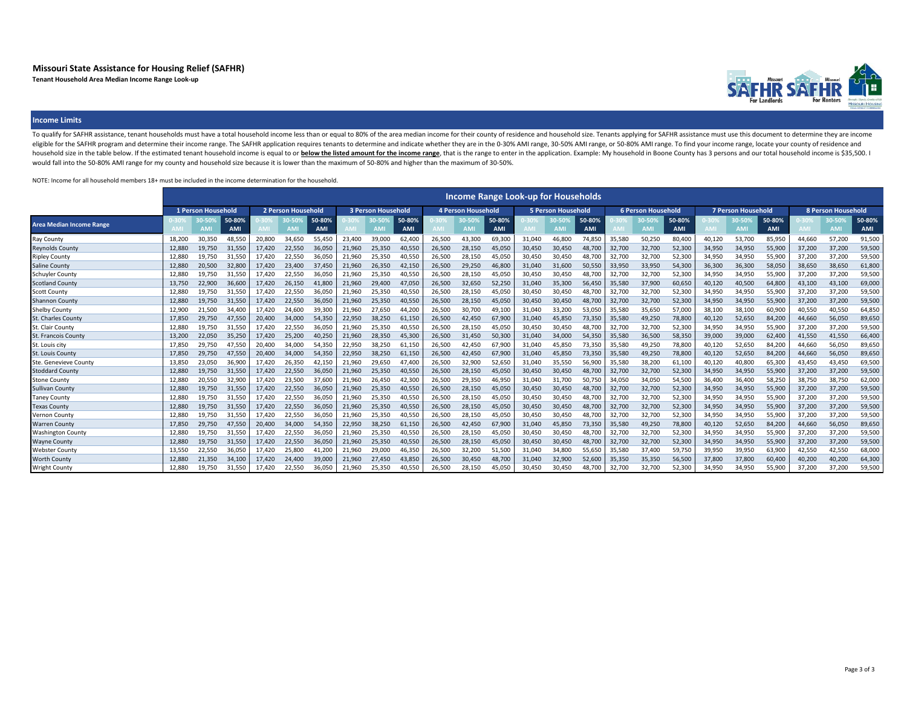# Missouri State Assistance for Housing Relief (SAFHR)

**Tenant Household Area Median Income Range Look-up**

## Income Limits

To qualify for SAFHR assistance, tenant households must have a total household income less than or equal to 80% of the area median income for their county of residence and household size. Tenants applying for SAFHR assistance must use this document to determine they are income eligible for the SAFHR program and determine their income range. The SAFHR application requires tenants to determine and indicate whether they are in the 0-30% AMI range, 30-50% AMI range, or 50-80% AMI range. To find your income range, locate your county of residence and household size in the table below. If the estimated tenant household income is equal to or **below the listed amount for the income range**, that is the range to enter in the application. Example: My household in Boone County has 3 persons and our total household income is $35,500. I would fall into the 50-80% AMI range for my county and household size because it is lower than the maximum of 50-80% and higher than the maximum of 30-50%.

NOTE: Income for all household members 18+ must be included in the income determination for the household.

**Income Range Look-up for Households**

| Area Median Income Range | 1 Person Household | | | 2 Person Household | | | 3 Person Household | | | 4 Person Household | | | 5 Person Household | | | 6 Person Household | | | 7 Person Household | | | 8 Person Household | | |
|---|---|---|---|---|---|---|---|---|---|---|---|---|---|---|---|---|---|---|---|---|---|---|---|---|
| | 0-30% AMI | 30-50% AMI | 50-80% AMI | 0-30% AMI | 30-50% AMI | 50-80% AMI | 0-30% AMI | 30-50% AMI | 50-80% AMI | 0-30% AMI | 30-50% AMI | 50-80% AMI | 0-30% AMI | 30-50% AMI | 50-80% AMI | 0-30% AMI | 30-50% AMI | 50-80% AMI | 0-30% AMI | 30-50% AMI | 50-80% AMI | 0-30% AMI | 30-50% AMI | 50-80% AMI |
| Ray County | 18,200 | 30,350 | 48,550 | 20,800 | 34,650 | 55,450 | 23,400 | 39,000 | 62,400 | 26,500 | 43,300 | 69,300 | 31,040 | 46,800 | 74,850 | 35,580 | 50,250 | 80,400 | 40,120 | 53,700 | 85,950 | 44,660 | 57,200 | 91,500 |
| Reynolds County | 12,880 | 19,750 | 31,550 | 17,420 | 22,550 | 36,050 | 21,960 | 25,350 | 40,550 | 26,500 | 28,150 | 45,050 | 30,450 | 30,450 | 48,700 | 32,700 | 32,700 | 52,300 | 34,950 | 34,950 | 55,900 | 37,200 | 37,200 | 59,500 |
| Ripley County | 12,880 | 19,750 | 31,550 | 17,420 | 22,550 | 36,050 | 21,960 | 25,350 | 40,550 | 26,500 | 28,150 | 45,050 | 30,450 | 30,450 | 48,700 | 32,700 | 32,700 | 52,300 | 34,950 | 34,950 | 55,900 | 37,200 | 37,200 | 59,500 |
| Saline County | 12,880 | 20,500 | 32,800 | 17,420 | 23,400 | 37,450 | 21,960 | 26,350 | 42,150 | 26,500 | 29,250 | 46,800 | 31,040 | 31,600 | 50,550 | 33,950 | 33,950 | 54,300 | 36,300 | 36,300 | 58,050 | 38,650 | 38,650 | 61,800 |
| Schuyler County | 12,880 | 19,750 | 31,550 | 17,420 | 22,550 | 36,050 | 21,960 | 25,350 | 40,550 | 26,500 | 28,150 | 45,050 | 30,450 | 30,450 | 48,700 | 32,700 | 32,700 | 52,300 | 34,950 | 34,950 | 55,900 | 37,200 | 37,200 | 59,500 |
| Scotland County | 13,750 | 22,900 | 36,600 | 17,420 | 26,150 | 41,800 | 21,960 | 29,400 | 47,050 | 26,500 | 32,650 | 52,250 | 31,040 | 35,300 | 56,450 | 35,580 | 37,900 | 60,650 | 40,120 | 40,500 | 64,800 | 43,100 | 43,100 | 69,000 |
| Scott County | 12,880 | 19,750 | 31,550 | 17,420 | 22,550 | 36,050 | 21,960 | 25,350 | 40,550 | 26,500 | 28,150 | 45,050 | 30,450 | 30,450 | 48,700 | 32,700 | 32,700 | 52,300 | 34,950 | 34,950 | 55,900 | 37,200 | 37,200 | 59,500 |
| Shannon County | 12,880 | 19,750 | 31,550 | 17,420 | 22,550 | 36,050 | 21,960 | 25,350 | 40,550 | 26,500 | 28,150 | 45,050 | 30,450 | 30,450 | 48,700 | 32,700 | 32,700 | 52,300 | 34,950 | 34,950 | 55,900 | 37,200 | 37,200 | 59,500 |
| Shelby County | 12,900 | 21,500 | 34,400 | 17,420 | 24,600 | 39,300 | 21,960 | 27,650 | 44,200 | 26,500 | 30,700 | 49,100 | 31,040 | 33,200 | 53,050 | 35,580 | 35,650 | 57,000 | 38,100 | 38,100 | 60,900 | 40,550 | 40,550 | 64,850 |
| St. Charles County | 17,850 | 29,750 | 47,550 | 20,400 | 34,000 | 54,350 | 22,950 | 38,250 | 61,150 | 26,500 | 42,450 | 67,900 | 31,040 | 45,850 | 73,350 | 35,580 | 49,250 | 78,800 | 40,120 | 52,650 | 84,200 | 44,660 | 56,050 | 89,650 |
| St. Clair County | 12,880 | 19,750 | 31,550 | 17,420 | 22,550 | 36,050 | 21,960 | 25,350 | 40,550 | 26,500 | 28,150 | 45,050 | 30,450 | 30,450 | 48,700 | 32,700 | 32,700 | 52,300 | 34,950 | 34,950 | 55,900 | 37,200 | 37,200 | 59,500 |
| St. Francois County | 13,200 | 22,050 | 35,250 | 17,420 | 25,200 | 40,250 | 21,960 | 28,350 | 45,300 | 26,500 | 31,450 | 50,300 | 31,040 | 34,000 | 54,350 | 35,580 | 36,500 | 58,350 | 39,000 | 39,000 | 62,400 | 41,550 | 41,550 | 66,400 |
| St. Louis city | 17,850 | 29,750 | 47,550 | 20,400 | 34,000 | 54,350 | 22,950 | 38,250 | 61,150 | 26,500 | 42,450 | 67,900 | 31,040 | 45,850 | 73,350 | 35,580 | 49,250 | 78,800 | 40,120 | 52,650 | 84,200 | 44,660 | 56,050 | 89,650 |
| St. Louis County | 17,850 | 29,750 | 47,550 | 20,400 | 34,000 | 54,350 | 22,950 | 38,250 | 61,150 | 26,500 | 42,450 | 67,900 | 31,040 | 45,850 | 73,350 | 35,580 | 49,250 | 78,800 | 40,120 | 52,650 | 84,200 | 44,660 | 56,050 | 89,650 |
| Ste. Genevieve County | 13,850 | 23,050 | 36,900 | 17,420 | 26,350 | 42,150 | 21,960 | 29,650 | 47,400 | 26,500 | 32,900 | 52,650 | 31,040 | 35,550 | 56,900 | 35,580 | 38,200 | 61,100 | 40,120 | 40,800 | 65,300 | 43,450 | 43,450 | 69,500 |
| Stoddard County | 12,880 | 19,750 | 31,550 | 17,420 | 22,550 | 36,050 | 21,960 | 25,350 | 40,550 | 26,500 | 28,150 | 45,050 | 30,450 | 30,450 | 48,700 | 32,700 | 32,700 | 52,300 | 34,950 | 34,950 | 55,900 | 37,200 | 37,200 | 59,500 |
| Stone County | 12,880 | 20,550 | 32,900 | 17,420 | 23,500 | 37,600 | 21,960 | 26,450 | 42,300 | 26,500 | 29,350 | 46,950 | 31,040 | 31,700 | 50,750 | 34,050 | 34,050 | 54,500 | 36,400 | 36,400 | 58,250 | 38,750 | 38,750 | 62,000 |
| Sullivan County | 12,880 | 19,750 | 31,550 | 17,420 | 22,550 | 36,050 | 21,960 | 25,350 | 40,550 | 26,500 | 28,150 | 45,050 | 30,450 | 30,450 | 48,700 | 32,700 | 32,700 | 52,300 | 34,950 | 34,950 | 55,900 | 37,200 | 37,200 | 59,500 |
| Taney County | 12,880 | 19,750 | 31,550 | 17,420 | 22,550 | 36,050 | 21,960 | 25,350 | 40,550 | 26,500 | 28,150 | 45,050 | 30,450 | 30,450 | 48,700 | 32,700 | 32,700 | 52,300 | 34,950 | 34,950 | 55,900 | 37,200 | 37,200 | 59,500 |
| Texas County | 12,880 | 19,750 | 31,550 | 17,420 | 22,550 | 36,050 | 21,960 | 25,350 | 40,550 | 26,500 | 28,150 | 45,050 | 30,450 | 30,450 | 48,700 | 32,700 | 32,700 | 52,300 | 34,950 | 34,950 | 55,900 | 37,200 | 37,200 | 59,500 |
| Vernon County | 12,880 | 19,750 | 31,550 | 17,420 | 22,550 | 36,050 | 21,960 | 25,350 | 40,550 | 26,500 | 28,150 | 45,050 | 30,450 | 30,450 | 48,700 | 32,700 | 32,700 | 52,300 | 34,950 | 34,950 | 55,900 | 37,200 | 37,200 | 59,500 |
| Warren County | 17,850 | 29,750 | 47,550 | 20,400 | 34,000 | 54,350 | 22,950 | 38,250 | 61,150 | 26,500 | 42,450 | 67,900 | 31,040 | 45,850 | 73,350 | 35,580 | 49,250 | 78,800 | 40,120 | 52,650 | 84,200 | 44,660 | 56,050 | 89,650 |
| Washington County | 12,880 | 19,750 | 31,550 | 17,420 | 22,550 | 36,050 | 21,960 | 25,350 | 40,550 | 26,500 | 28,150 | 45,050 | 30,450 | 30,450 | 48,700 | 32,700 | 32,700 | 52,300 | 34,950 | 34,950 | 55,900 | 37,200 | 37,200 | 59,500 |
| Wayne County | 12,880 | 19,750 | 31,550 | 17,420 | 22,550 | 36,050 | 21,960 | 25,350 | 40,550 | 26,500 | 28,150 | 45,050 | 30,450 | 30,450 | 48,700 | 32,700 | 32,700 | 52,300 | 34,950 | 34,950 | 55,900 | 37,200 | 37,200 | 59,500 |
| Webster County | 13,550 | 22,550 | 36,050 | 17,420 | 25,800 | 41,200 | 21,960 | 29,000 | 46,350 | 26,500 | 32,200 | 51,500 | 31,040 | 34,800 | 55,650 | 35,580 | 37,400 | 59,750 | 39,950 | 39,950 | 63,900 | 42,550 | 42,550 | 68,000 |
| Worth County | 12,880 | 21,350 | 34,100 | 17,420 | 24,400 | 39,000 | 21,960 | 27,450 | 43,850 | 26,500 | 30,450 | 48,700 | 31,040 | 32,900 | 52,600 | 35,350 | 35,350 | 56,500 | 37,800 | 37,800 | 60,400 | 40,200 | 40,200 | 64,300 |
| Wright County | 12,880 | 19,750 | 31,550 | 17,420 | 22,550 | 36,050 | 21,960 | 25,350 | 40,550 | 26,500 | 28,150 | 45,050 | 30,450 | 30,450 | 48,700 | 32,700 | 32,700 | 52,300 | 34,950 | 34,950 | 55,900 | 37,200 | 37,200 | 59,500 |